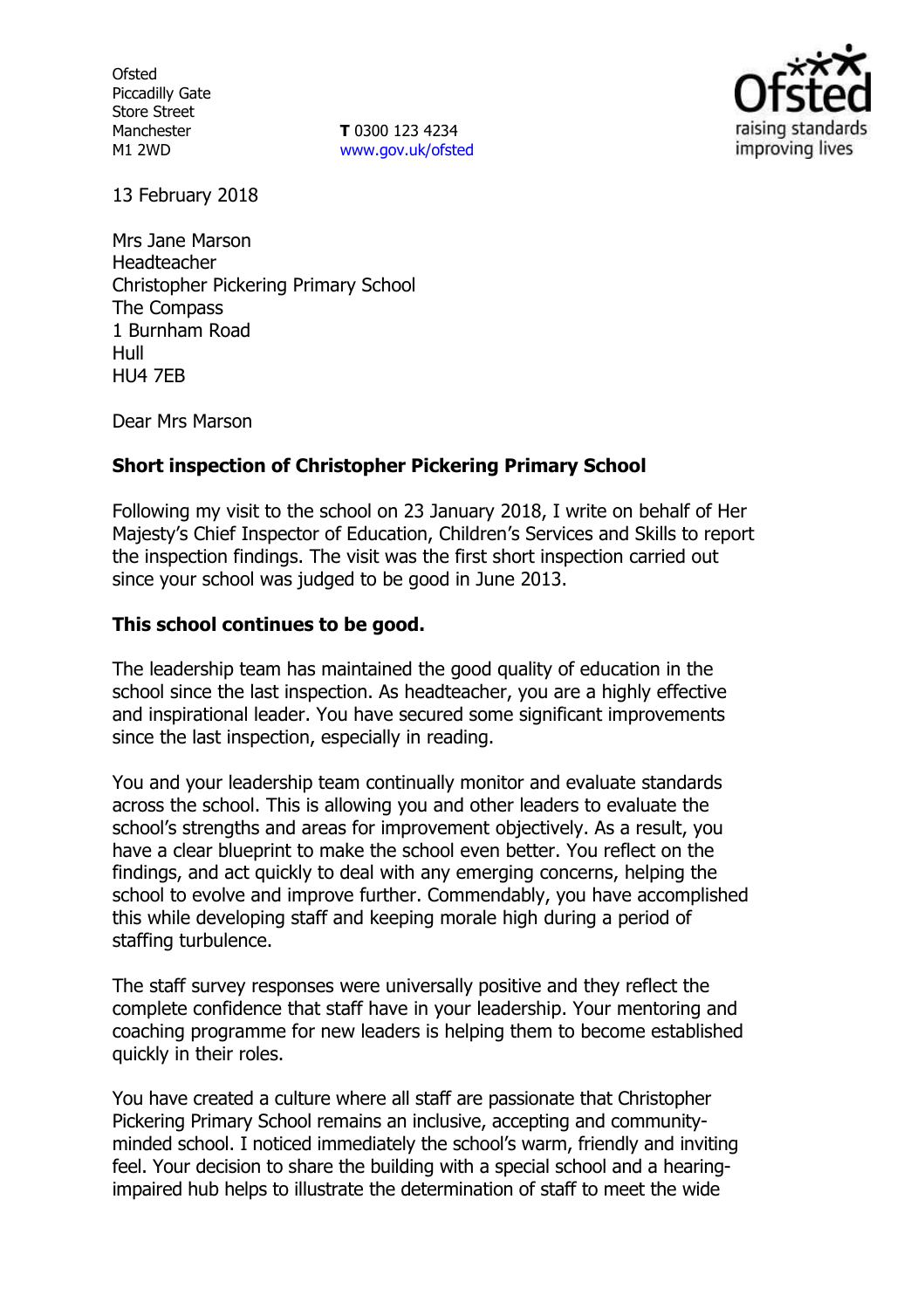Ofsted
Piccadilly Gate
Store Street
Manchester
M1 2WD

**T** 0300 123 4234
www.gov.uk/ofsted

13 February 2018

Mrs Jane Marson
Headteacher
Christopher Pickering Primary School
The Compass
1 Burnham Road
Hull
HU4 7EB

Dear Mrs Marson

**Short inspection of Christopher Pickering Primary School**

Following my visit to the school on 23 January 2018, I write on behalf of Her Majesty's Chief Inspector of Education, Children's Services and Skills to report the inspection findings. The visit was the first short inspection carried out since your school was judged to be good in June 2013.

**This school continues to be good.**

The leadership team has maintained the good quality of education in the school since the last inspection. As headteacher, you are a highly effective and inspirational leader. You have secured some significant improvements since the last inspection, especially in reading.

You and your leadership team continually monitor and evaluate standards across the school. This is allowing you and other leaders to evaluate the school's strengths and areas for improvement objectively. As a result, you have a clear blueprint to make the school even better. You reflect on the findings, and act quickly to deal with any emerging concerns, helping the school to evolve and improve further. Commendably, you have accomplished this while developing staff and keeping morale high during a period of staffing turbulence.

The staff survey responses were universally positive and they reflect the complete confidence that staff have in your leadership. Your mentoring and coaching programme for new leaders is helping them to become established quickly in their roles.

You have created a culture where all staff are passionate that Christopher Pickering Primary School remains an inclusive, accepting and community-minded school. I noticed immediately the school's warm, friendly and inviting feel. Your decision to share the building with a special school and a hearing-impaired hub helps to illustrate the determination of staff to meet the wide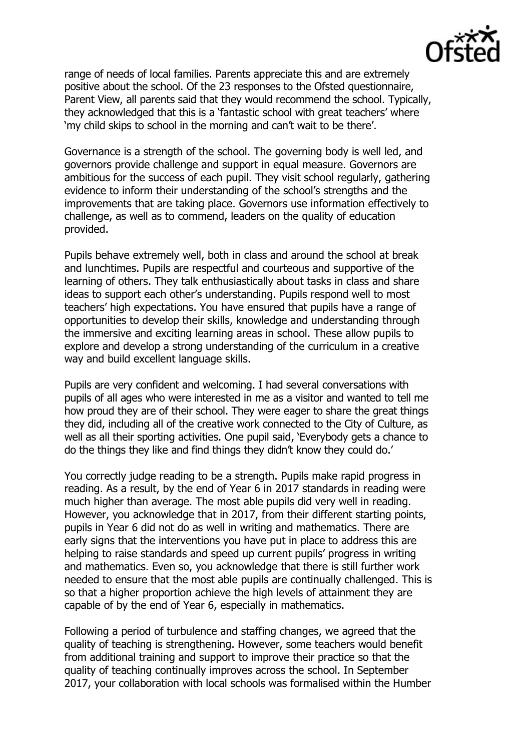range of needs of local families. Parents appreciate this and are extremely positive about the school. Of the 23 responses to the Ofsted questionnaire, Parent View, all parents said that they would recommend the school. Typically, they acknowledged that this is a 'fantastic school with great teachers' where 'my child skips to school in the morning and can't wait to be there'.

Governance is a strength of the school. The governing body is well led, and governors provide challenge and support in equal measure. Governors are ambitious for the success of each pupil. They visit school regularly, gathering evidence to inform their understanding of the school's strengths and the improvements that are taking place. Governors use information effectively to challenge, as well as to commend, leaders on the quality of education provided.

Pupils behave extremely well, both in class and around the school at break and lunchtimes. Pupils are respectful and courteous and supportive of the learning of others. They talk enthusiastically about tasks in class and share ideas to support each other's understanding. Pupils respond well to most teachers' high expectations. You have ensured that pupils have a range of opportunities to develop their skills, knowledge and understanding through the immersive and exciting learning areas in school. These allow pupils to explore and develop a strong understanding of the curriculum in a creative way and build excellent language skills.

Pupils are very confident and welcoming. I had several conversations with pupils of all ages who were interested in me as a visitor and wanted to tell me how proud they are of their school. They were eager to share the great things they did, including all of the creative work connected to the City of Culture, as well as all their sporting activities. One pupil said, 'Everybody gets a chance to do the things they like and find things they didn't know they could do.'

You correctly judge reading to be a strength. Pupils make rapid progress in reading. As a result, by the end of Year 6 in 2017 standards in reading were much higher than average. The most able pupils did very well in reading. However, you acknowledge that in 2017, from their different starting points, pupils in Year 6 did not do as well in writing and mathematics. There are early signs that the interventions you have put in place to address this are helping to raise standards and speed up current pupils' progress in writing and mathematics. Even so, you acknowledge that there is still further work needed to ensure that the most able pupils are continually challenged. This is so that a higher proportion achieve the high levels of attainment they are capable of by the end of Year 6, especially in mathematics.

Following a period of turbulence and staffing changes, we agreed that the quality of teaching is strengthening. However, some teachers would benefit from additional training and support to improve their practice so that the quality of teaching continually improves across the school. In September 2017, your collaboration with local schools was formalised within the Humber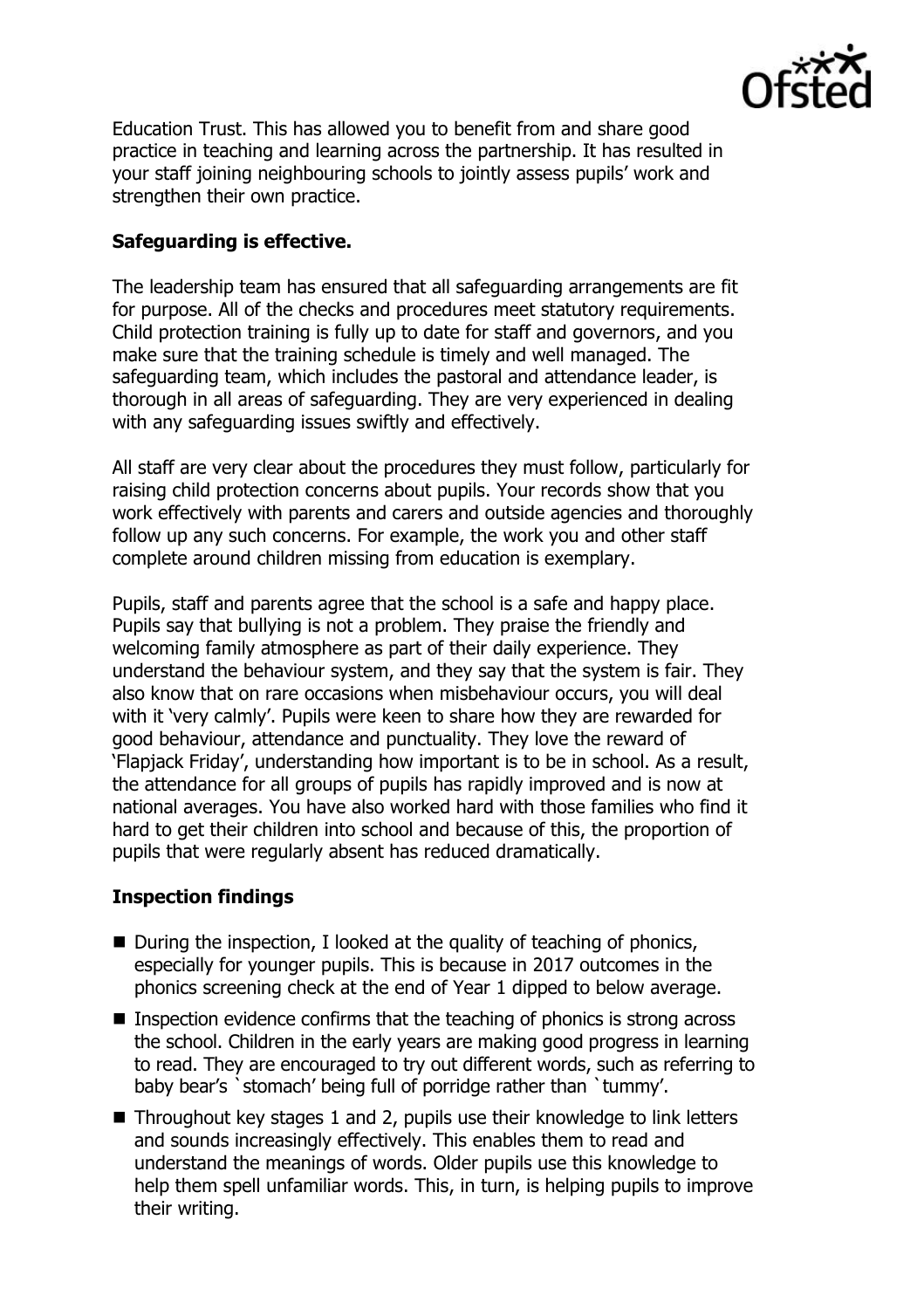Education Trust. This has allowed you to benefit from and share good practice in teaching and learning across the partnership. It has resulted in your staff joining neighbouring schools to jointly assess pupils' work and strengthen their own practice.

**Safeguarding is effective.**

The leadership team has ensured that all safeguarding arrangements are fit for purpose. All of the checks and procedures meet statutory requirements. Child protection training is fully up to date for staff and governors, and you make sure that the training schedule is timely and well managed. The safeguarding team, which includes the pastoral and attendance leader, is thorough in all areas of safeguarding. They are very experienced in dealing with any safeguarding issues swiftly and effectively.

All staff are very clear about the procedures they must follow, particularly for raising child protection concerns about pupils. Your records show that you work effectively with parents and carers and outside agencies and thoroughly follow up any such concerns. For example, the work you and other staff complete around children missing from education is exemplary.

Pupils, staff and parents agree that the school is a safe and happy place. Pupils say that bullying is not a problem. They praise the friendly and welcoming family atmosphere as part of their daily experience. They understand the behaviour system, and they say that the system is fair. They also know that on rare occasions when misbehaviour occurs, you will deal with it 'very calmly'. Pupils were keen to share how they are rewarded for good behaviour, attendance and punctuality. They love the reward of 'Flapjack Friday', understanding how important is to be in school. As a result, the attendance for all groups of pupils has rapidly improved and is now at national averages. You have also worked hard with those families who find it hard to get their children into school and because of this, the proportion of pupils that were regularly absent has reduced dramatically.

**Inspection findings**

- During the inspection, I looked at the quality of teaching of phonics, especially for younger pupils. This is because in 2017 outcomes in the phonics screening check at the end of Year 1 dipped to below average.
- Inspection evidence confirms that the teaching of phonics is strong across the school. Children in the early years are making good progress in learning to read. They are encouraged to try out different words, such as referring to baby bear's `stomach' being full of porridge rather than `tummy'.
- Throughout key stages 1 and 2, pupils use their knowledge to link letters and sounds increasingly effectively. This enables them to read and understand the meanings of words. Older pupils use this knowledge to help them spell unfamiliar words. This, in turn, is helping pupils to improve their writing.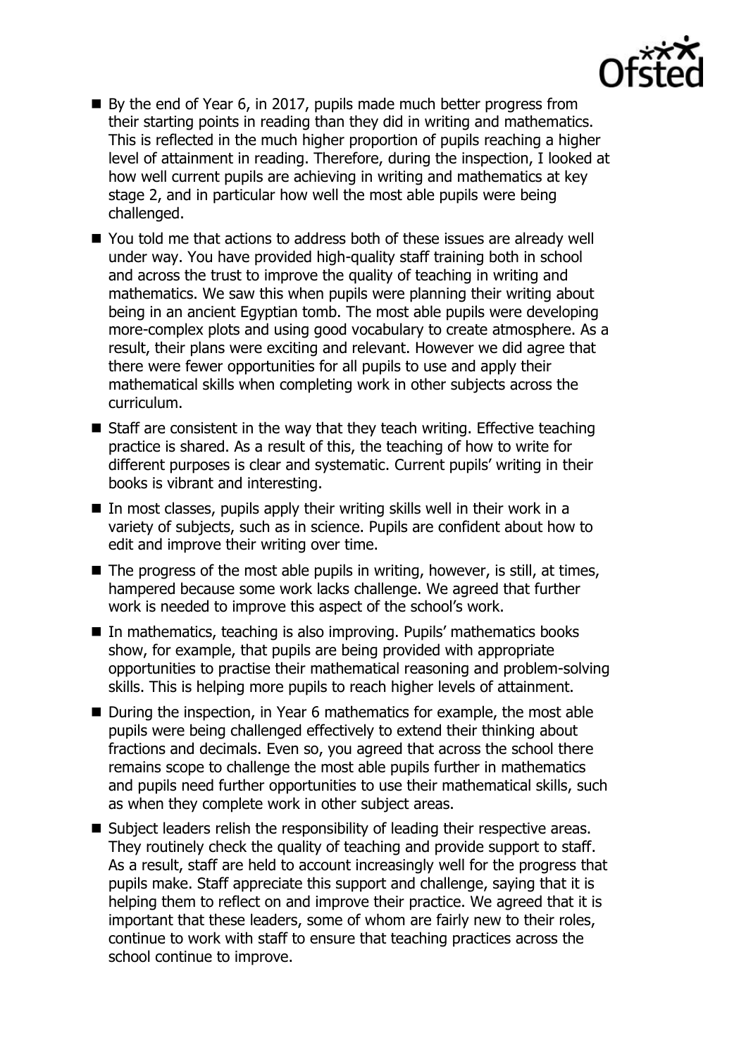- By the end of Year 6, in 2017, pupils made much better progress from their starting points in reading than they did in writing and mathematics. This is reflected in the much higher proportion of pupils reaching a higher level of attainment in reading. Therefore, during the inspection, I looked at how well current pupils are achieving in writing and mathematics at key stage 2, and in particular how well the most able pupils were being challenged.
- You told me that actions to address both of these issues are already well under way. You have provided high-quality staff training both in school and across the trust to improve the quality of teaching in writing and mathematics. We saw this when pupils were planning their writing about being in an ancient Egyptian tomb. The most able pupils were developing more-complex plots and using good vocabulary to create atmosphere. As a result, their plans were exciting and relevant. However we did agree that there were fewer opportunities for all pupils to use and apply their mathematical skills when completing work in other subjects across the curriculum.
- Staff are consistent in the way that they teach writing. Effective teaching practice is shared. As a result of this, the teaching of how to write for different purposes is clear and systematic. Current pupils' writing in their books is vibrant and interesting.
- In most classes, pupils apply their writing skills well in their work in a variety of subjects, such as in science. Pupils are confident about how to edit and improve their writing over time.
- The progress of the most able pupils in writing, however, is still, at times, hampered because some work lacks challenge. We agreed that further work is needed to improve this aspect of the school's work.
- In mathematics, teaching is also improving. Pupils' mathematics books show, for example, that pupils are being provided with appropriate opportunities to practise their mathematical reasoning and problem-solving skills. This is helping more pupils to reach higher levels of attainment.
- During the inspection, in Year 6 mathematics for example, the most able pupils were being challenged effectively to extend their thinking about fractions and decimals. Even so, you agreed that across the school there remains scope to challenge the most able pupils further in mathematics and pupils need further opportunities to use their mathematical skills, such as when they complete work in other subject areas.
- Subject leaders relish the responsibility of leading their respective areas. They routinely check the quality of teaching and provide support to staff. As a result, staff are held to account increasingly well for the progress that pupils make. Staff appreciate this support and challenge, saying that it is helping them to reflect on and improve their practice. We agreed that it is important that these leaders, some of whom are fairly new to their roles, continue to work with staff to ensure that teaching practices across the school continue to improve.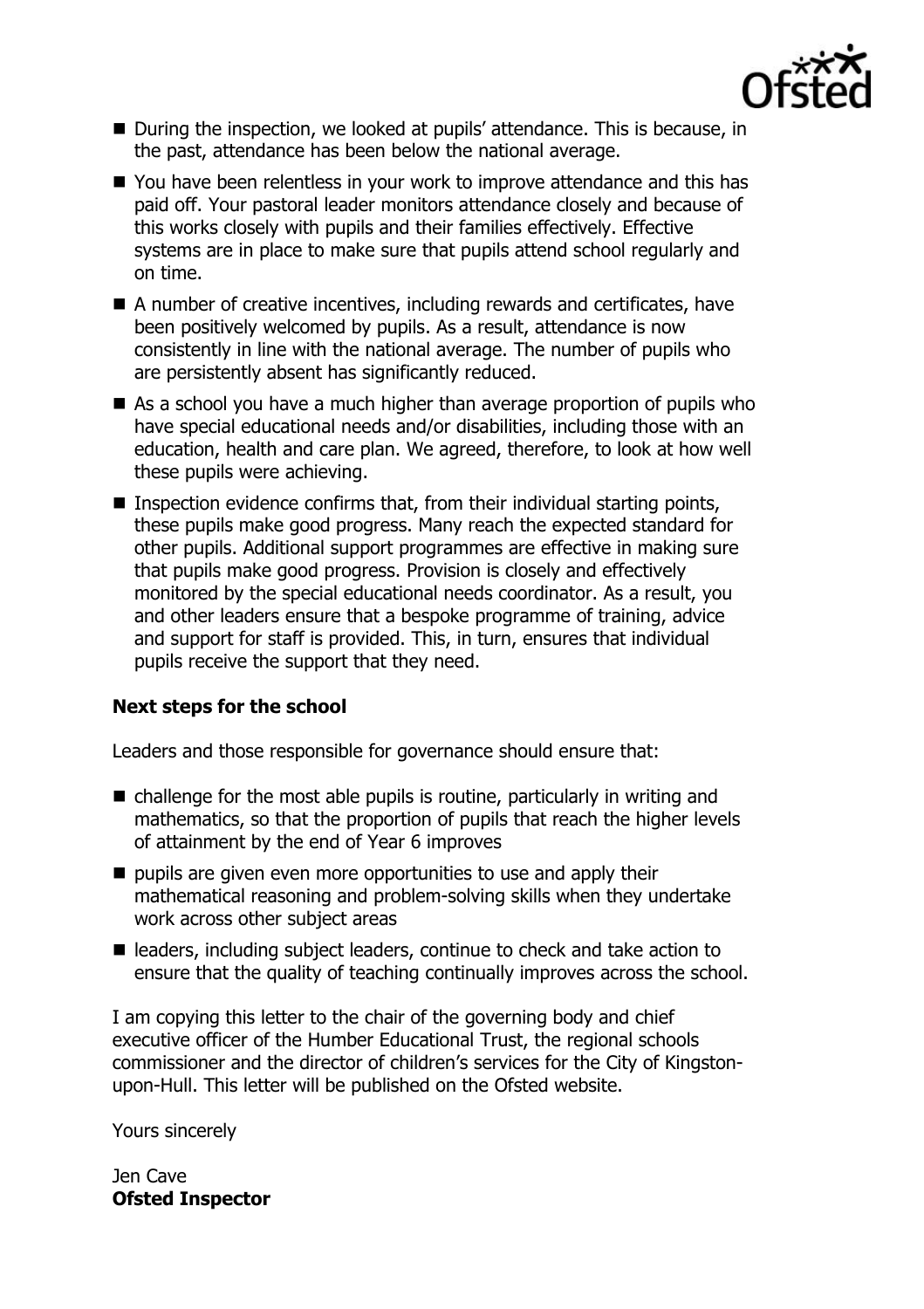- During the inspection, we looked at pupils' attendance. This is because, in the past, attendance has been below the national average.
- You have been relentless in your work to improve attendance and this has paid off. Your pastoral leader monitors attendance closely and because of this works closely with pupils and their families effectively. Effective systems are in place to make sure that pupils attend school regularly and on time.
- A number of creative incentives, including rewards and certificates, have been positively welcomed by pupils. As a result, attendance is now consistently in line with the national average. The number of pupils who are persistently absent has significantly reduced.
- As a school you have a much higher than average proportion of pupils who have special educational needs and/or disabilities, including those with an education, health and care plan. We agreed, therefore, to look at how well these pupils were achieving.
- Inspection evidence confirms that, from their individual starting points, these pupils make good progress. Many reach the expected standard for other pupils. Additional support programmes are effective in making sure that pupils make good progress. Provision is closely and effectively monitored by the special educational needs coordinator. As a result, you and other leaders ensure that a bespoke programme of training, advice and support for staff is provided. This, in turn, ensures that individual pupils receive the support that they need.

**Next steps for the school**

Leaders and those responsible for governance should ensure that:

- challenge for the most able pupils is routine, particularly in writing and mathematics, so that the proportion of pupils that reach the higher levels of attainment by the end of Year 6 improves
- pupils are given even more opportunities to use and apply their mathematical reasoning and problem-solving skills when they undertake work across other subject areas
- leaders, including subject leaders, continue to check and take action to ensure that the quality of teaching continually improves across the school.

I am copying this letter to the chair of the governing body and chief executive officer of the Humber Educational Trust, the regional schools commissioner and the director of children's services for the City of Kingston-upon-Hull. This letter will be published on the Ofsted website.

Yours sincerely

Jen Cave
**Ofsted Inspector**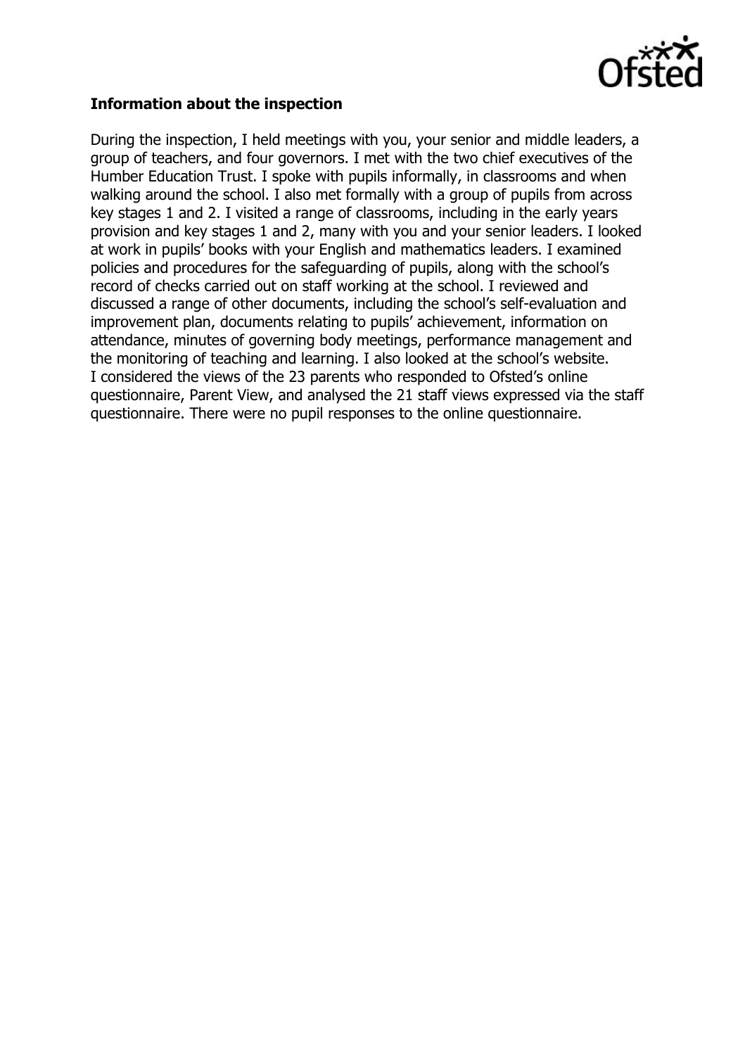**Information about the inspection**

During the inspection, I held meetings with you, your senior and middle leaders, a group of teachers, and four governors. I met with the two chief executives of the Humber Education Trust. I spoke with pupils informally, in classrooms and when walking around the school. I also met formally with a group of pupils from across key stages 1 and 2. I visited a range of classrooms, including in the early years provision and key stages 1 and 2, many with you and your senior leaders. I looked at work in pupils' books with your English and mathematics leaders. I examined policies and procedures for the safeguarding of pupils, along with the school's record of checks carried out on staff working at the school. I reviewed and discussed a range of other documents, including the school's self-evaluation and improvement plan, documents relating to pupils' achievement, information on attendance, minutes of governing body meetings, performance management and the monitoring of teaching and learning. I also looked at the school's website. I considered the views of the 23 parents who responded to Ofsted's online questionnaire, Parent View, and analysed the 21 staff views expressed via the staff questionnaire. There were no pupil responses to the online questionnaire.